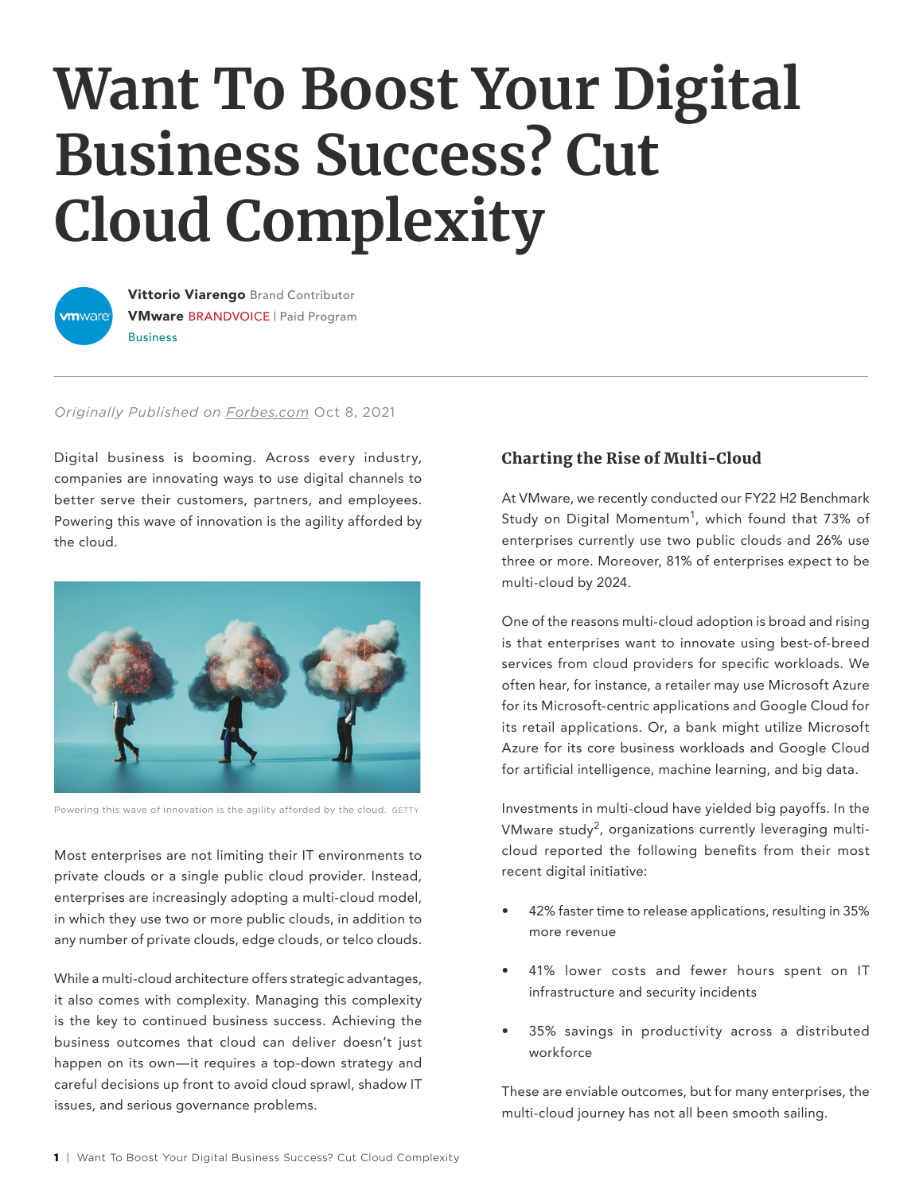# Want To Boost Your Digital Business Success? Cut Cloud Complexity

**Vittorio Viarengo** Brand Contributor
**VMware** BRANDVOICE | Paid Program
Business

*Originally Published on Forbes.com* Oct 8, 2021

Digital business is booming. Across every industry, companies are innovating ways to use digital channels to better serve their customers, partners, and employees. Powering this wave of innovation is the agility afforded by the cloud.

Powering this wave of innovation is the agility afforded by the cloud. GETTY

Most enterprises are not limiting their IT environments to private clouds or a single public cloud provider. Instead, enterprises are increasingly adopting a multi-cloud model, in which they use two or more public clouds, in addition to any number of private clouds, edge clouds, or telco clouds.

While a multi-cloud architecture offers strategic advantages, it also comes with complexity. Managing this complexity is the key to continued business success. Achieving the business outcomes that cloud can deliver doesn't just happen on its own—it requires a top-down strategy and careful decisions up front to avoid cloud sprawl, shadow IT issues, and serious governance problems.

## Charting the Rise of Multi-Cloud

At VMware, we recently conducted our FY22 H2 Benchmark Study on Digital Momentum[1], which found that 73% of enterprises currently use two public clouds and 26% use three or more. Moreover, 81% of enterprises expect to be multi-cloud by 2024.

One of the reasons multi-cloud adoption is broad and rising is that enterprises want to innovate using best-of-breed services from cloud providers for specific workloads. We often hear, for instance, a retailer may use Microsoft Azure for its Microsoft-centric applications and Google Cloud for its retail applications. Or, a bank might utilize Microsoft Azure for its core business workloads and Google Cloud for artificial intelligence, machine learning, and big data.

Investments in multi-cloud have yielded big payoffs. In the VMware study[2], organizations currently leveraging multi-cloud reported the following benefits from their most recent digital initiative:

- 42% faster time to release applications, resulting in 35% more revenue
- 41% lower costs and fewer hours spent on IT infrastructure and security incidents
- 35% savings in productivity across a distributed workforce

These are enviable outcomes, but for many enterprises, the multi-cloud journey has not all been smooth sailing.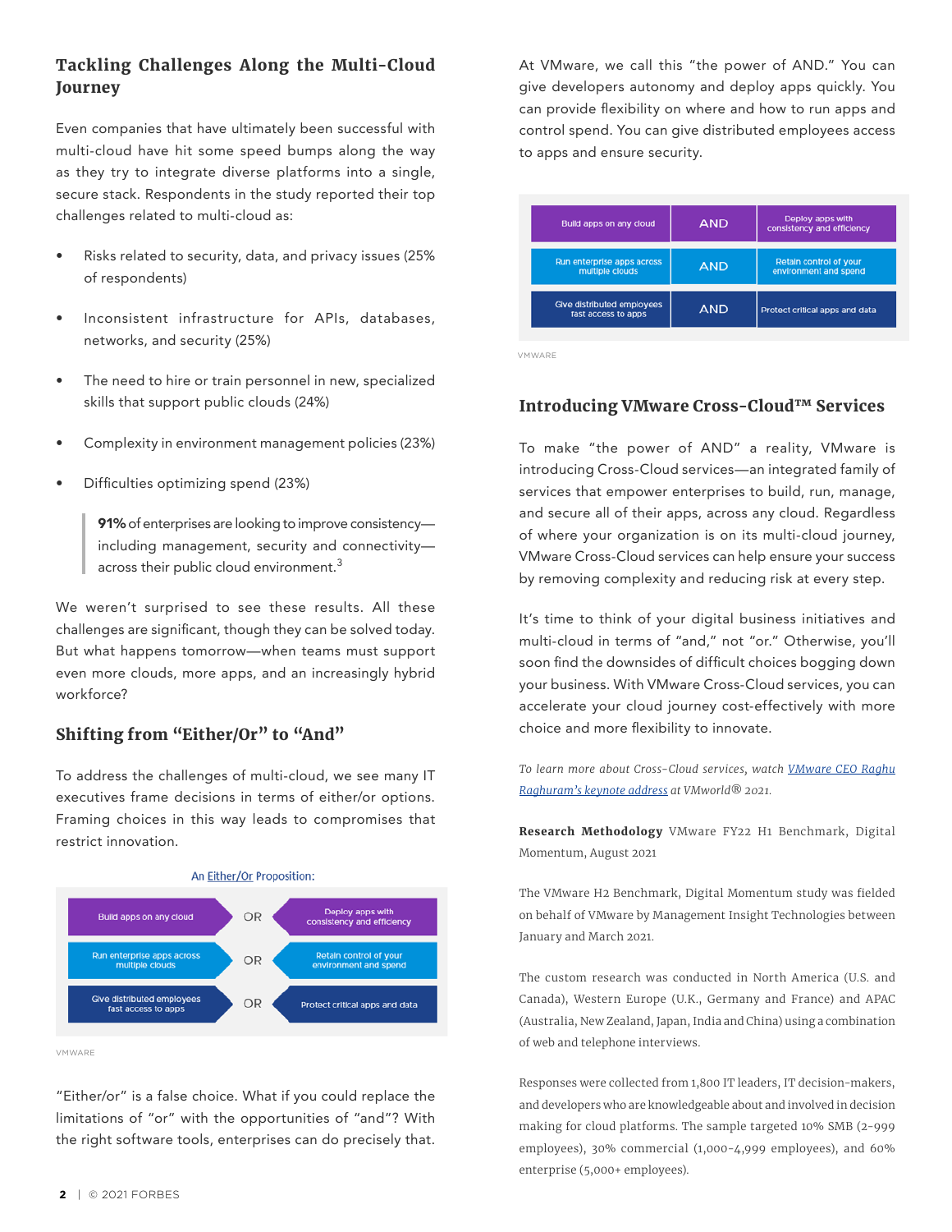## Tackling Challenges Along the Multi-Cloud Journey

Even companies that have ultimately been successful with multi-cloud have hit some speed bumps along the way as they try to integrate diverse platforms into a single, secure stack. Respondents in the study reported their top challenges related to multi-cloud as:

- Risks related to security, data, and privacy issues (25% of respondents)
- Inconsistent infrastructure for APIs, databases, networks, and security (25%)
- The need to hire or train personnel in new, specialized skills that support public clouds (24%)
- Complexity in environment management policies (23%)
- Difficulties optimizing spend (23%)

> **91%** of enterprises are looking to improve consistency—including management, security and connectivity—across their public cloud environment.[3]

We weren't surprised to see these results. All these challenges are significant, though they can be solved today. But what happens tomorrow—when teams must support even more clouds, more apps, and an increasingly hybrid workforce?

## Shifting from "Either/Or" to "And"

To address the challenges of multi-cloud, we see many IT executives frame decisions in terms of either/or options. Framing choices in this way leads to compromises that restrict innovation.

An Either/Or Proposition:

| | | |
|---|---|---|
| Build apps on any cloud | OR | Deploy apps with consistency and efficiency |
| Run enterprise apps across multiple clouds | OR | Retain control of your environment and spend |
| Give distributed employees fast access to apps | OR | Protect critical apps and data |

VMWARE

"Either/or" is a false choice. What if you could replace the limitations of "or" with the opportunities of "and"? With the right software tools, enterprises can do precisely that.

At VMware, we call this "the power of AND." You can give developers autonomy and deploy apps quickly. You can provide flexibility on where and how to run apps and control spend. You can give distributed employees access to apps and ensure security.

| | | |
|---|---|---|
| Build apps on any cloud | AND | Deploy apps with consistency and efficiency |
| Run enterprise apps across multiple clouds | AND | Retain control of your environment and spend |
| Give distributed employees fast access to apps | AND | Protect critical apps and data |

VMWARE

## Introducing VMware Cross-Cloud™ Services

To make "the power of AND" a reality, VMware is introducing Cross-Cloud services—an integrated family of services that empower enterprises to build, run, manage, and secure all of their apps, across any cloud. Regardless of where your organization is on its multi-cloud journey, VMware Cross-Cloud services can help ensure your success by removing complexity and reducing risk at every step.

It's time to think of your digital business initiatives and multi-cloud in terms of "and," not "or." Otherwise, you'll soon find the downsides of difficult choices bogging down your business. With VMware Cross-Cloud services, you can accelerate your cloud journey cost-effectively with more choice and more flexibility to innovate.

*To learn more about Cross-Cloud services, watch VMware CEO Raghu Raghuram's keynote address at VMworld® 2021.*

**Research Methodology** VMware FY22 H1 Benchmark, Digital Momentum, August 2021

The VMware H2 Benchmark, Digital Momentum study was fielded on behalf of VMware by Management Insight Technologies between January and March 2021.

The custom research was conducted in North America (U.S. and Canada), Western Europe (U.K., Germany and France) and APAC (Australia, New Zealand, Japan, India and China) using a combination of web and telephone interviews.

Responses were collected from 1,800 IT leaders, IT decision-makers, and developers who are knowledgeable about and involved in decision making for cloud platforms. The sample targeted 10% SMB (2–999 employees), 30% commercial (1,000–4,999 employees), and 60% enterprise (5,000+ employees).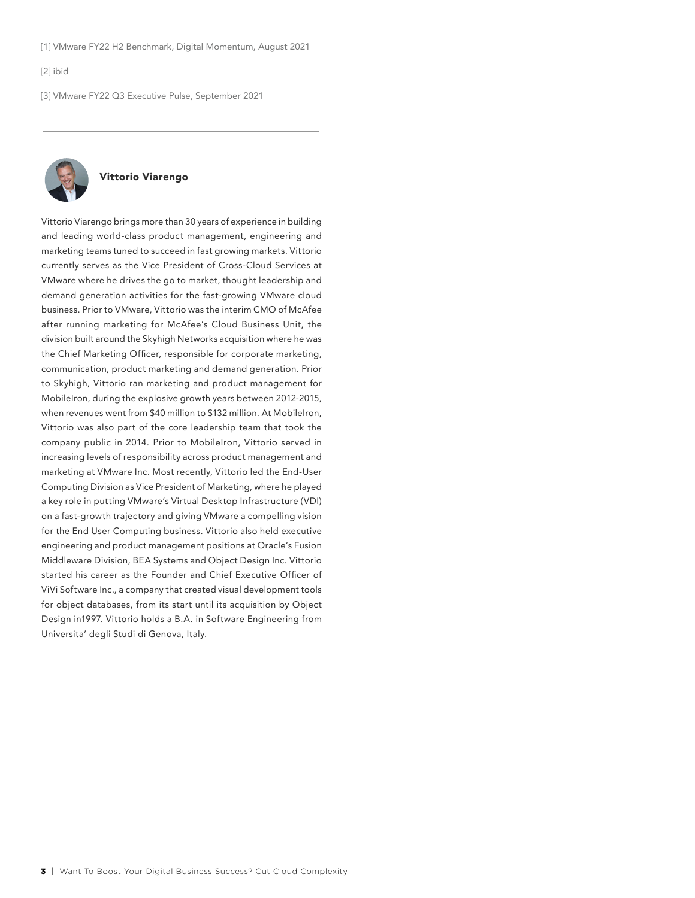[1] VMware FY22 H2 Benchmark, Digital Momentum, August 2021

[2] ibid

[3] VMware FY22 Q3 Executive Pulse, September 2021

---

**Vittorio Viarengo**

Vittorio Viarengo brings more than 30 years of experience in building and leading world-class product management, engineering and marketing teams tuned to succeed in fast growing markets. Vittorio currently serves as the Vice President of Cross-Cloud Services at VMware where he drives the go to market, thought leadership and demand generation activities for the fast-growing VMware cloud business. Prior to VMware, Vittorio was the interim CMO of McAfee after running marketing for McAfee's Cloud Business Unit, the division built around the Skyhigh Networks acquisition where he was the Chief Marketing Officer, responsible for corporate marketing, communication, product marketing and demand generation. Prior to Skyhigh, Vittorio ran marketing and product management for MobileIron, during the explosive growth years between 2012-2015, when revenues went from $40 million to $132 million. At MobileIron, Vittorio was also part of the core leadership team that took the company public in 2014. Prior to MobileIron, Vittorio served in increasing levels of responsibility across product management and marketing at VMware Inc. Most recently, Vittorio led the End-User Computing Division as Vice President of Marketing, where he played a key role in putting VMware's Virtual Desktop Infrastructure (VDI) on a fast-growth trajectory and giving VMware a compelling vision for the End User Computing business. Vittorio also held executive engineering and product management positions at Oracle's Fusion Middleware Division, BEA Systems and Object Design Inc. Vittorio started his career as the Founder and Chief Executive Officer of ViVi Software Inc., a company that created visual development tools for object databases, from its start until its acquisition by Object Design in1997. Vittorio holds a B.A. in Software Engineering from Universita' degli Studi di Genova, Italy.